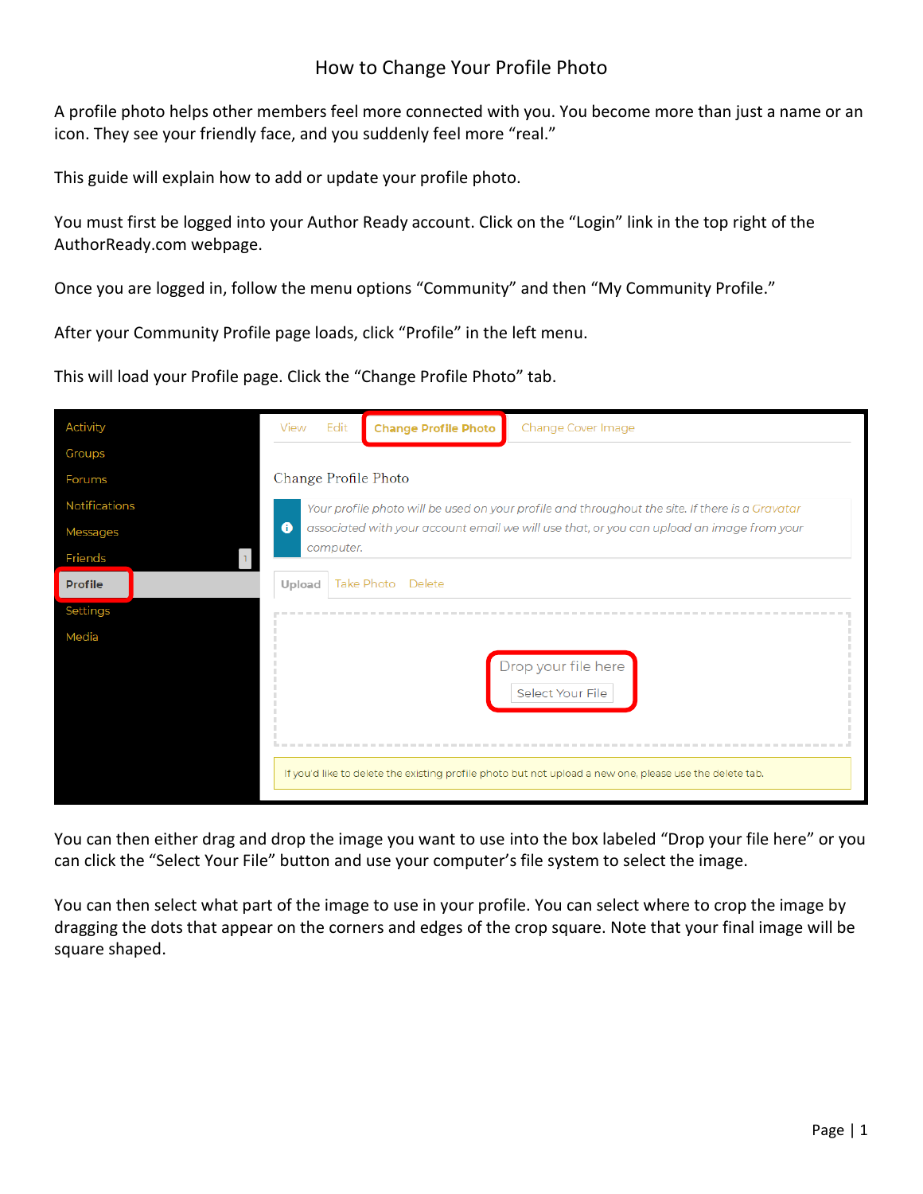# How to Change Your Profile Photo

A profile photo helps other members feel more connected with you. You become more than just a name or an icon. They see your friendly face, and you suddenly feel more "real."

This guide will explain how to add or update your profile photo.

You must first be logged into your Author Ready account. Click on the "Login" link in the top right of the AuthorReady.com webpage.

Once you are logged in, follow the menu options "Community" and then "My Community Profile."

After your Community Profile page loads, click "Profile" in the left menu.

This will load your Profile page. Click the "Change Profile Photo" tab.

You can then either drag and drop the image you want to use into the box labeled "Drop your file here" or you can click the "Select Your File" button and use your computer's file system to select the image.

You can then select what part of the image to use in your profile. You can select where to crop the image by dragging the dots that appear on the corners and edges of the crop square. Note that your final image will be square shaped.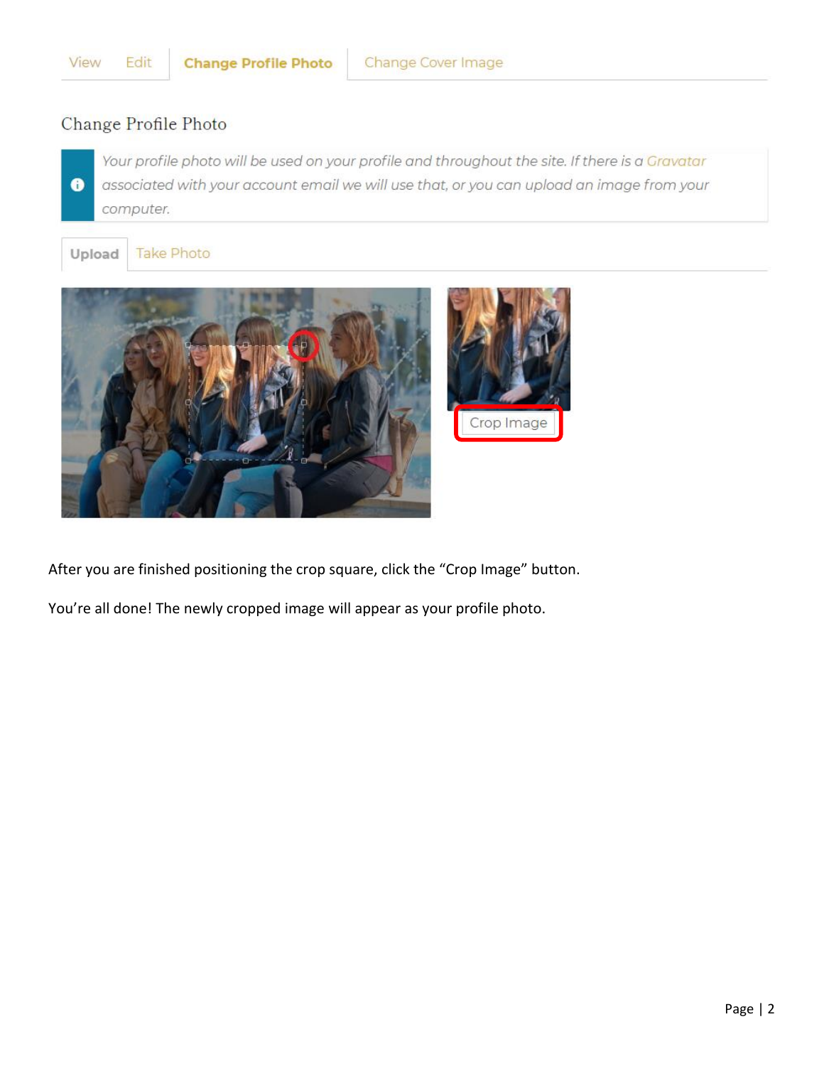View Edit **Change Profile Photo** Change Cover Image

Change Profile Photo

*Your profile photo will be used on your profile and throughout the site. If there is a Gravatar associated with your account email we will use that, or you can upload an image from your computer.*

**Upload** Take Photo

Crop Image

After you are finished positioning the crop square, click the “Crop Image” button.

You’re all done! The newly cropped image will appear as your profile photo.